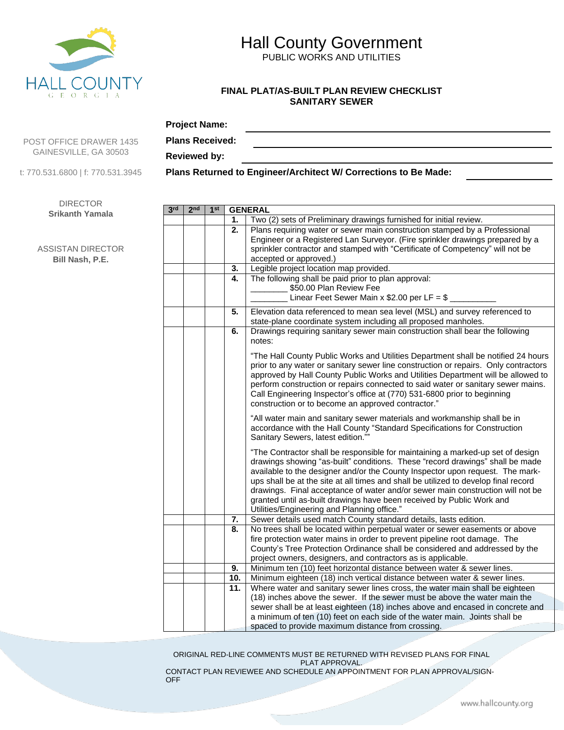HALL COUNTY
GEORGIA

# Hall County Government

PUBLIC WORKS AND UTILITIES

## FINAL PLAT/AS-BUILT PLAN REVIEW CHECKLIST
## SANITARY SEWER

POST OFFICE DRAWER 1435
GAINESVILLE, GA 30503

t: 770.531.6800 | f: 770.531.3945

DIRECTOR
**Srikanth Yamala**

ASSISTAN DIRECTOR
**Bill Nash, P.E.**

**Project Name:** ______________________________

**Plans Received:** ______________________________

**Reviewed by:** ______________________________

**Plans Returned to Engineer/Architect W/ Corrections to Be Made:** ____________

| 3rd | 2nd | 1st | GENERAL | |
|---|---|---|---|---|
| | | | **1.** | Two (2) sets of Preliminary drawings furnished for initial review. |
| | | | **2.** | Plans requiring water or sewer main construction stamped by a Professional Engineer or a Registered Lan Surveyor. (Fire sprinkler drawings prepared by a sprinkler contractor and stamped with "Certificate of Competency" will not be accepted or approved.) |
| | | | **3.** | Legible project location map provided. |
| | | | **4.** | The following shall be paid prior to plan approval:<br>________ $50.00 Plan Review Fee<br>________ Linear Feet Sewer Main x $2.00 per LF = $ __________ |
| | | | **5.** | Elevation data referenced to mean sea level (MSL) and survey referenced to state-plane coordinate system including all proposed manholes. |
| | | | **6.** | Drawings requiring sanitary sewer main construction shall bear the following notes:<br><br>"The Hall County Public Works and Utilities Department shall be notified 24 hours prior to any water or sanitary sewer line construction or repairs. Only contractors approved by Hall County Public Works and Utilities Department will be allowed to perform construction or repairs connected to said water or sanitary sewer mains. Call Engineering Inspector's office at (770) 531-6800 prior to beginning construction or to become an approved contractor."<br><br>"All water main and sanitary sewer materials and workmanship shall be in accordance with the Hall County "Standard Specifications for Construction Sanitary Sewers, latest edition.""<br><br>"The Contractor shall be responsible for maintaining a marked-up set of design drawings showing "as-built" conditions. These "record drawings" shall be made available to the designer and/or the County Inspector upon request. The mark-ups shall be at the site at all times and shall be utilized to develop final record drawings. Final acceptance of water and/or sewer main construction will not be granted until as-built drawings have been received by Public Work and Utilities/Engineering and Planning office." |
| | | | **7.** | Sewer details used match County standard details, lasts edition. |
| | | | **8.** | No trees shall be located within perpetual water or sewer easements or above fire protection water mains in order to prevent pipeline root damage. The County's Tree Protection Ordinance shall be considered and addressed by the project owners, designers, and contractors as is applicable. |
| | | | **9.** | Minimum ten (10) feet horizontal distance between water & sewer lines. |
| | | | **10.** | Minimum eighteen (18) inch vertical distance between water & sewer lines. |
| | | | **11.** | Where water and sanitary sewer lines cross, the water main shall be eighteen (18) inches above the sewer. If the sewer must be above the water main the sewer shall be at least eighteen (18) inches above and encased in concrete and a minimum of ten (10) feet on each side of the water main. Joints shall be spaced to provide maximum distance from crossing. |

ORIGINAL RED-LINE COMMENTS MUST BE RETURNED WITH REVISED PLANS FOR FINAL PLAT APPROVAL.
CONTACT PLAN REVIEWEE AND SCHEDULE AN APPOINTMENT FOR PLAN APPROVAL/SIGN-OFF

www.hallcounty.org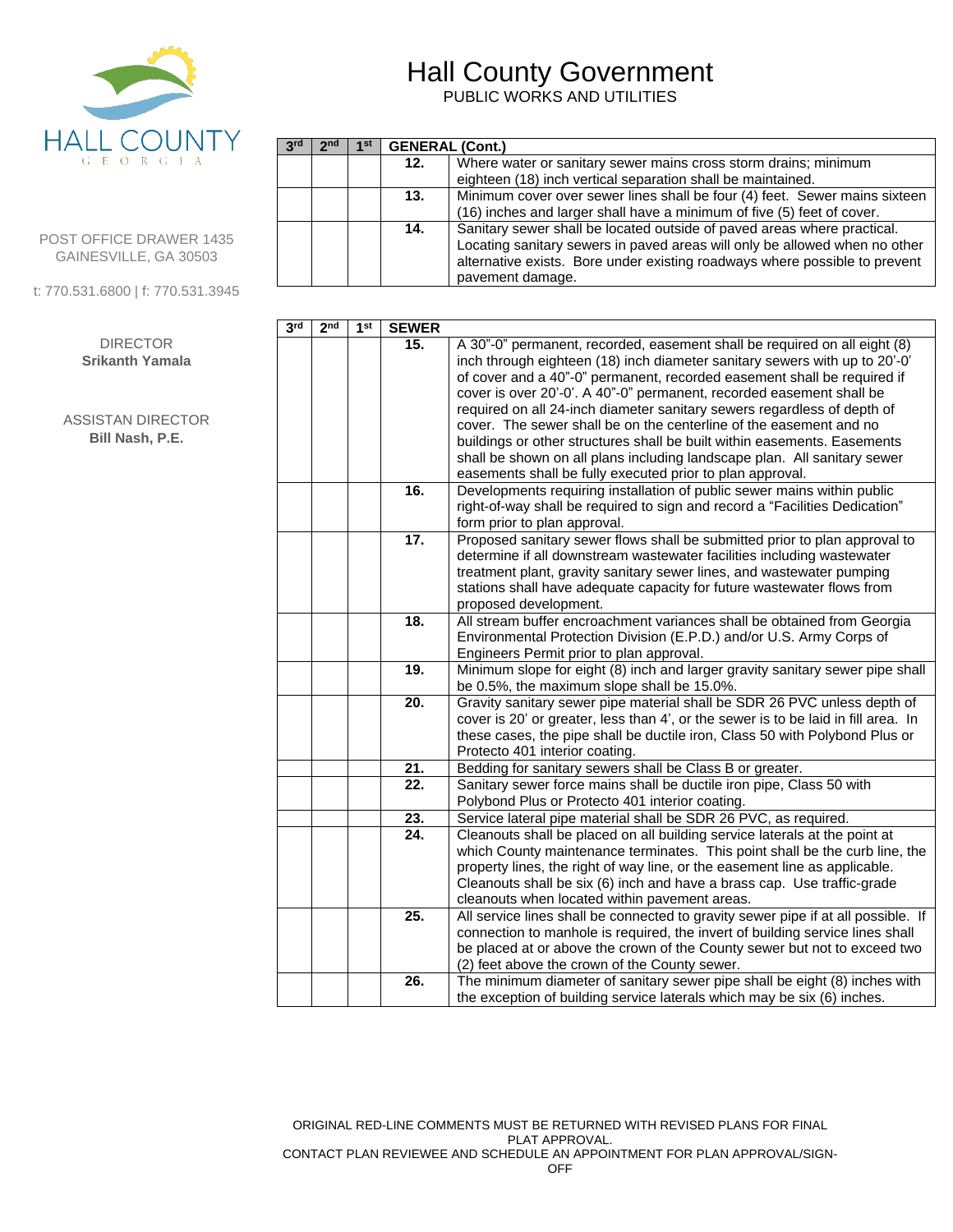# Hall County Government

PUBLIC WORKS AND UTILITIES

POST OFFICE DRAWER 1435
GAINESVILLE, GA 30503

t: 770.531.6800 | f: 770.531.3945

DIRECTOR
**Srikanth Yamala**

ASSISTAN DIRECTOR
**Bill Nash, P.E.**

| 3rd | 2nd | 1st | GENERAL (Cont.) | |
|---|---|---|---|---|
| | | | **12.** | Where water or sanitary sewer mains cross storm drains; minimum eighteen (18) inch vertical separation shall be maintained. |
| | | | **13.** | Minimum cover over sewer lines shall be four (4) feet. Sewer mains sixteen (16) inches and larger shall have a minimum of five (5) feet of cover. |
| | | | **14.** | Sanitary sewer shall be located outside of paved areas where practical. Locating sanitary sewers in paved areas will only be allowed when no other alternative exists. Bore under existing roadways where possible to prevent pavement damage. |

| 3rd | 2nd | 1st | SEWER | |
|---|---|---|---|---|
| | | | **15.** | A 30"-0" permanent, recorded, easement shall be required on all eight (8) inch through eighteen (18) inch diameter sanitary sewers with up to 20'-0' of cover and a 40"-0" permanent, recorded easement shall be required if cover is over 20'-0'. A 40"-0" permanent, recorded easement shall be required on all 24-inch diameter sanitary sewers regardless of depth of cover. The sewer shall be on the centerline of the easement and no buildings or other structures shall be built within easements. Easements shall be shown on all plans including landscape plan. All sanitary sewer easements shall be fully executed prior to plan approval. |
| | | | **16.** | Developments requiring installation of public sewer mains within public right-of-way shall be required to sign and record a "Facilities Dedication" form prior to plan approval. |
| | | | **17.** | Proposed sanitary sewer flows shall be submitted prior to plan approval to determine if all downstream wastewater facilities including wastewater treatment plant, gravity sanitary sewer lines, and wastewater pumping stations shall have adequate capacity for future wastewater flows from proposed development. |
| | | | **18.** | All stream buffer encroachment variances shall be obtained from Georgia Environmental Protection Division (E.P.D.) and/or U.S. Army Corps of Engineers Permit prior to plan approval. |
| | | | **19.** | Minimum slope for eight (8) inch and larger gravity sanitary sewer pipe shall be 0.5%, the maximum slope shall be 15.0%. |
| | | | **20.** | Gravity sanitary sewer pipe material shall be SDR 26 PVC unless depth of cover is 20' or greater, less than 4', or the sewer is to be laid in fill area. In these cases, the pipe shall be ductile iron, Class 50 with Polybond Plus or Protecto 401 interior coating. |
| | | | **21.** | Bedding for sanitary sewers shall be Class B or greater. |
| | | | **22.** | Sanitary sewer force mains shall be ductile iron pipe, Class 50 with Polybond Plus or Protecto 401 interior coating. |
| | | | **23.** | Service lateral pipe material shall be SDR 26 PVC, as required. |
| | | | **24.** | Cleanouts shall be placed on all building service laterals at the point at which County maintenance terminates. This point shall be the curb line, the property lines, the right of way line, or the easement line as applicable. Cleanouts shall be six (6) inch and have a brass cap. Use traffic-grade cleanouts when located within pavement areas. |
| | | | **25.** | All service lines shall be connected to gravity sewer pipe if at all possible. If connection to manhole is required, the invert of building service lines shall be placed at or above the crown of the County sewer but not to exceed two (2) feet above the crown of the County sewer. |
| | | | **26.** | The minimum diameter of sanitary sewer pipe shall be eight (8) inches with the exception of building service laterals which may be six (6) inches. |

ORIGINAL RED-LINE COMMENTS MUST BE RETURNED WITH REVISED PLANS FOR FINAL PLAT APPROVAL.
CONTACT PLAN REVIEWEE AND SCHEDULE AN APPOINTMENT FOR PLAN APPROVAL/SIGN-OFF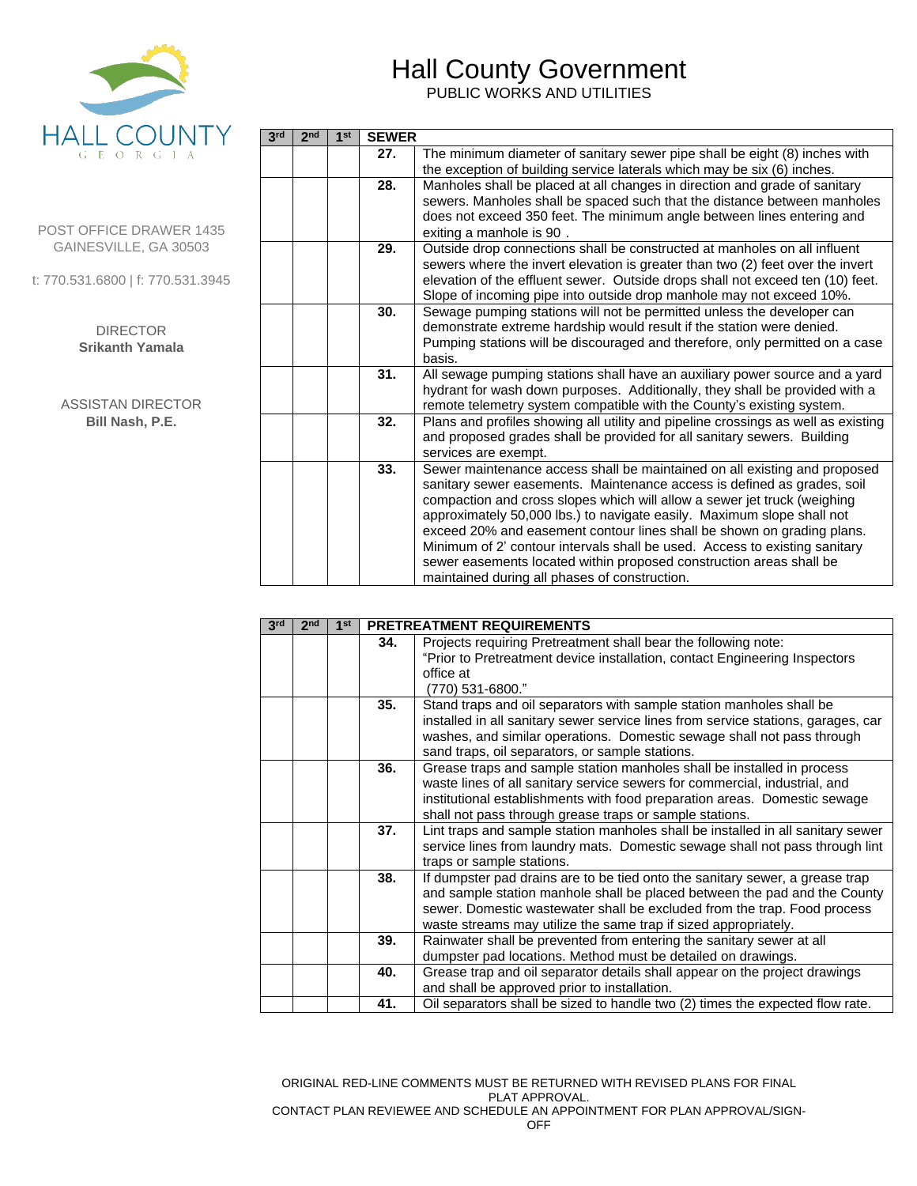# Hall County Government

PUBLIC WORKS AND UTILITIES

HALL COUNTY
GEORGIA

POST OFFICE DRAWER 1435
GAINESVILLE, GA 30503

t: 770.531.6800 | f: 770.531.3945

DIRECTOR
**Srikanth Yamala**

ASSISTAN DIRECTOR
**Bill Nash, P.E.**

| 3rd | 2nd | 1st | SEWER | |
|---|---|---|---|---|
| | | | **27.** | The minimum diameter of sanitary sewer pipe shall be eight (8) inches with the exception of building service laterals which may be six (6) inches. |
| | | | **28.** | Manholes shall be placed at all changes in direction and grade of sanitary sewers. Manholes shall be spaced such that the distance between manholes does not exceed 350 feet. The minimum angle between lines entering and exiting a manhole is 90 . |
| | | | **29.** | Outside drop connections shall be constructed at manholes on all influent sewers where the invert elevation is greater than two (2) feet over the invert elevation of the effluent sewer. Outside drops shall not exceed ten (10) feet. Slope of incoming pipe into outside drop manhole may not exceed 10%. |
| | | | **30.** | Sewage pumping stations will not be permitted unless the developer can demonstrate extreme hardship would result if the station were denied. Pumping stations will be discouraged and therefore, only permitted on a case basis. |
| | | | **31.** | All sewage pumping stations shall have an auxiliary power source and a yard hydrant for wash down purposes. Additionally, they shall be provided with a remote telemetry system compatible with the County's existing system. |
| | | | **32.** | Plans and profiles showing all utility and pipeline crossings as well as existing and proposed grades shall be provided for all sanitary sewers. Building services are exempt. |
| | | | **33.** | Sewer maintenance access shall be maintained on all existing and proposed sanitary sewer easements. Maintenance access is defined as grades, soil compaction and cross slopes which will allow a sewer jet truck (weighing approximately 50,000 lbs.) to navigate easily. Maximum slope shall not exceed 20% and easement contour lines shall be shown on grading plans. Minimum of 2' contour intervals shall be used. Access to existing sanitary sewer easements located within proposed construction areas shall be maintained during all phases of construction. |

| 3rd | 2nd | 1st | PRETREATMENT REQUIREMENTS | |
|---|---|---|---|---|
| | | | **34.** | Projects requiring Pretreatment shall bear the following note: "Prior to Pretreatment device installation, contact Engineering Inspectors office at (770) 531-6800." |
| | | | **35.** | Stand traps and oil separators with sample station manholes shall be installed in all sanitary sewer service lines from service stations, garages, car washes, and similar operations. Domestic sewage shall not pass through sand traps, oil separators, or sample stations. |
| | | | **36.** | Grease traps and sample station manholes shall be installed in process waste lines of all sanitary service sewers for commercial, industrial, and institutional establishments with food preparation areas. Domestic sewage shall not pass through grease traps or sample stations. |
| | | | **37.** | Lint traps and sample station manholes shall be installed in all sanitary sewer service lines from laundry mats. Domestic sewage shall not pass through lint traps or sample stations. |
| | | | **38.** | If dumpster pad drains are to be tied onto the sanitary sewer, a grease trap and sample station manhole shall be placed between the pad and the County sewer. Domestic wastewater shall be excluded from the trap. Food process waste streams may utilize the same trap if sized appropriately. |
| | | | **39.** | Rainwater shall be prevented from entering the sanitary sewer at all dumpster pad locations. Method must be detailed on drawings. |
| | | | **40.** | Grease trap and oil separator details shall appear on the project drawings and shall be approved prior to installation. |
| | | | **41.** | Oil separators shall be sized to handle two (2) times the expected flow rate. |

ORIGINAL RED-LINE COMMENTS MUST BE RETURNED WITH REVISED PLANS FOR FINAL PLAT APPROVAL.
CONTACT PLAN REVIEWEE AND SCHEDULE AN APPOINTMENT FOR PLAN APPROVAL/SIGN-OFF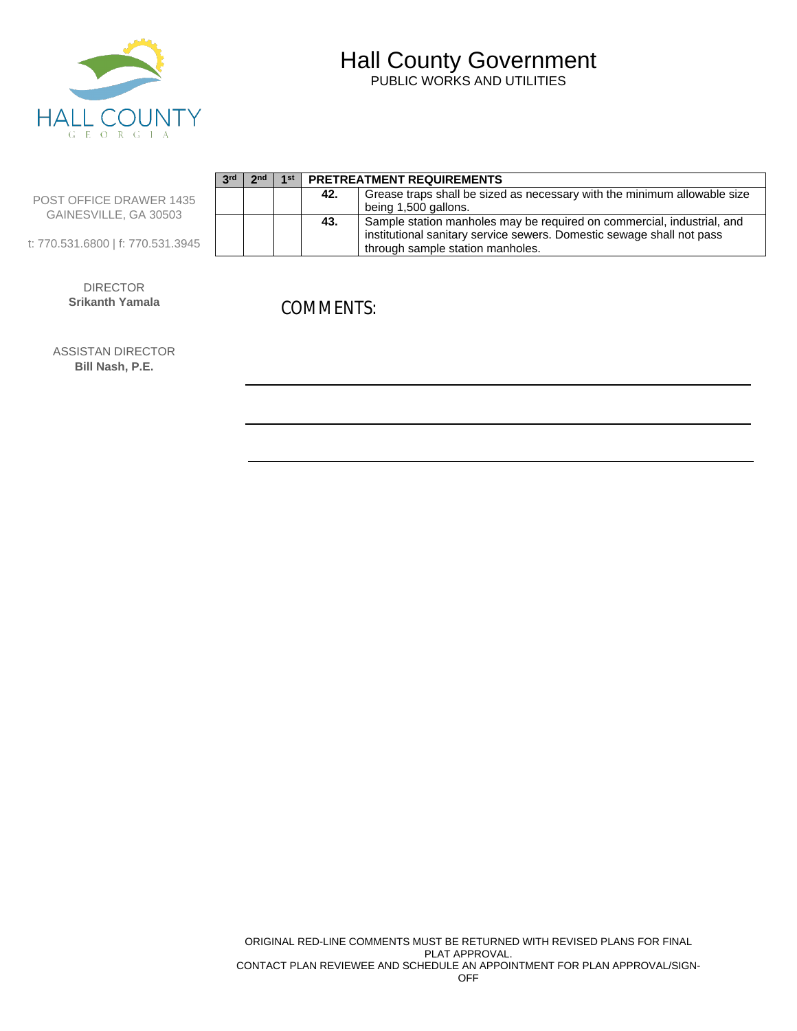# Hall County Government

PUBLIC WORKS AND UTILITIES

POST OFFICE DRAWER 1435
GAINESVILLE, GA 30503

t: 770.531.6800 | f: 770.531.3945

DIRECTOR
**Srikanth Yamala**

ASSISTAN DIRECTOR
**Bill Nash, P.E.**

| 3rd | 2nd | 1st | PRETREATMENT REQUIREMENTS | |
|---|---|---|---|---|
| | | | **42.** | Grease traps shall be sized as necessary with the minimum allowable size being 1,500 gallons. |
| | | | **43.** | Sample station manholes may be required on commercial, industrial, and institutional sanitary service sewers. Domestic sewage shall not pass through sample station manholes. |

COMMENTS:

\_\_\_\_\_\_\_\_\_\_\_\_\_\_\_\_\_\_\_\_\_\_\_\_\_\_\_\_\_\_\_\_\_\_\_\_\_\_\_\_\_\_\_\_\_\_\_\_\_\_\_\_\_\_\_\_\_\_

\_\_\_\_\_\_\_\_\_\_\_\_\_\_\_\_\_\_\_\_\_\_\_\_\_\_\_\_\_\_\_\_\_\_\_\_\_\_\_\_\_\_\_\_\_\_\_\_\_\_\_\_\_\_\_\_\_\_

\_\_\_\_\_\_\_\_\_\_\_\_\_\_\_\_\_\_\_\_\_\_\_\_\_\_\_\_\_\_\_\_\_\_\_\_\_\_\_\_\_\_\_\_\_\_\_\_\_\_\_\_\_\_\_\_\_\_

ORIGINAL RED-LINE COMMENTS MUST BE RETURNED WITH REVISED PLANS FOR FINAL PLAT APPROVAL.
CONTACT PLAN REVIEWEE AND SCHEDULE AN APPOINTMENT FOR PLAN APPROVAL/SIGN-OFF